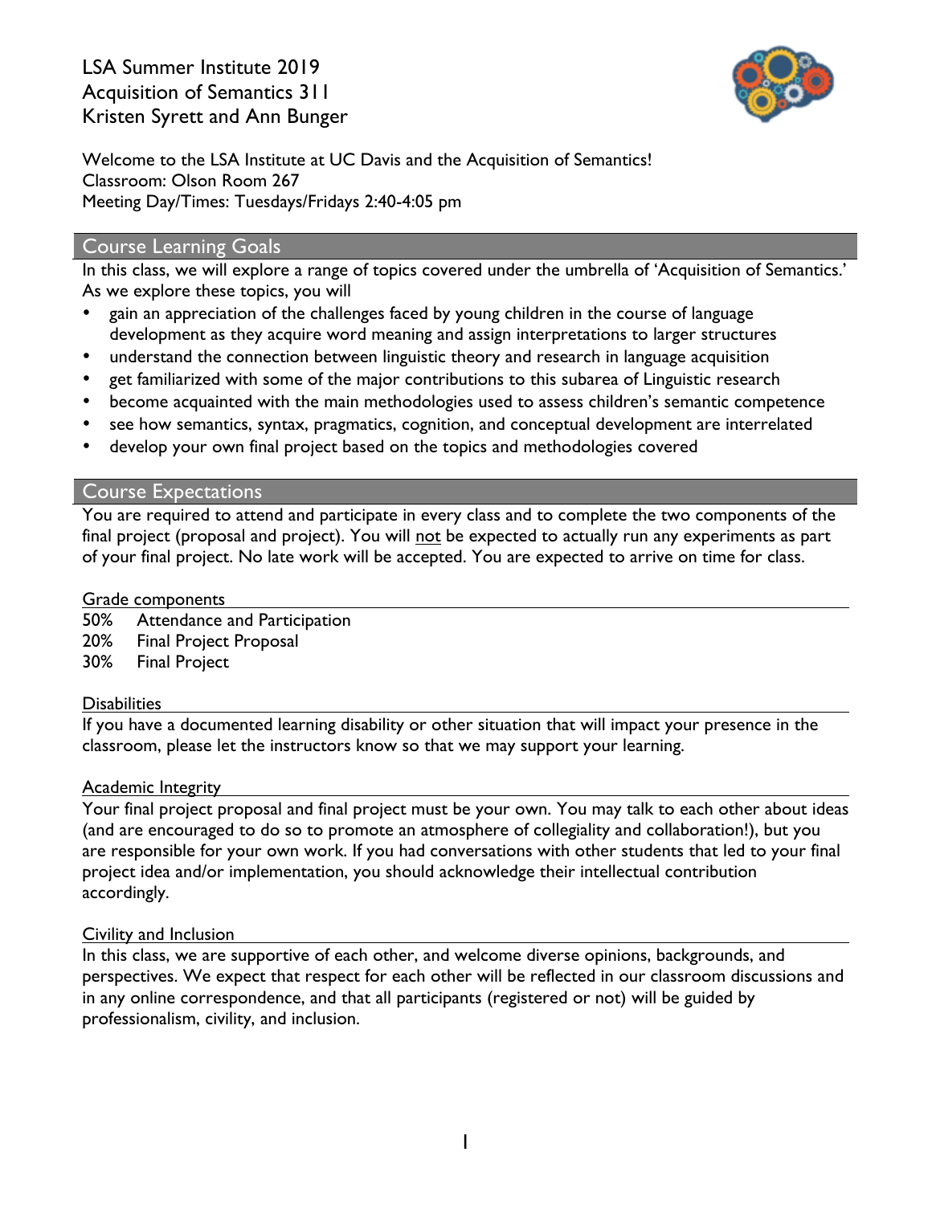# LSA Summer Institute 2019
# Acquisition of Semantics 311
# Kristen Syrett and Ann Bunger

Welcome to the LSA Institute at UC Davis and the Acquisition of Semantics!
Classroom: Olson Room 267
Meeting Day/Times: Tuesdays/Fridays 2:40-4:05 pm

## Course Learning Goals

In this class, we will explore a range of topics covered under the umbrella of 'Acquisition of Semantics.' As we explore these topics, you will

- gain an appreciation of the challenges faced by young children in the course of language development as they acquire word meaning and assign interpretations to larger structures
- understand the connection between linguistic theory and research in language acquisition
- get familiarized with some of the major contributions to this subarea of Linguistic research
- become acquainted with the main methodologies used to assess children's semantic competence
- see how semantics, syntax, pragmatics, cognition, and conceptual development are interrelated
- develop your own final project based on the topics and methodologies covered

## Course Expectations

You are required to attend and participate in every class and to complete the two components of the final project (proposal and project). You will not be expected to actually run any experiments as part of your final project. No late work will be accepted. You are expected to arrive on time for class.

### Grade components

| | |
|---|---|
| 50% | Attendance and Participation |
| 20% | Final Project Proposal |
| 30% | Final Project |

### Disabilities

If you have a documented learning disability or other situation that will impact your presence in the classroom, please let the instructors know so that we may support your learning.

### Academic Integrity

Your final project proposal and final project must be your own. You may talk to each other about ideas (and are encouraged to do so to promote an atmosphere of collegiality and collaboration!), but you are responsible for your own work. If you had conversations with other students that led to your final project idea and/or implementation, you should acknowledge their intellectual contribution accordingly.

### Civility and Inclusion

In this class, we are supportive of each other, and welcome diverse opinions, backgrounds, and perspectives. We expect that respect for each other will be reflected in our classroom discussions and in any online correspondence, and that all participants (registered or not) will be guided by professionalism, civility, and inclusion.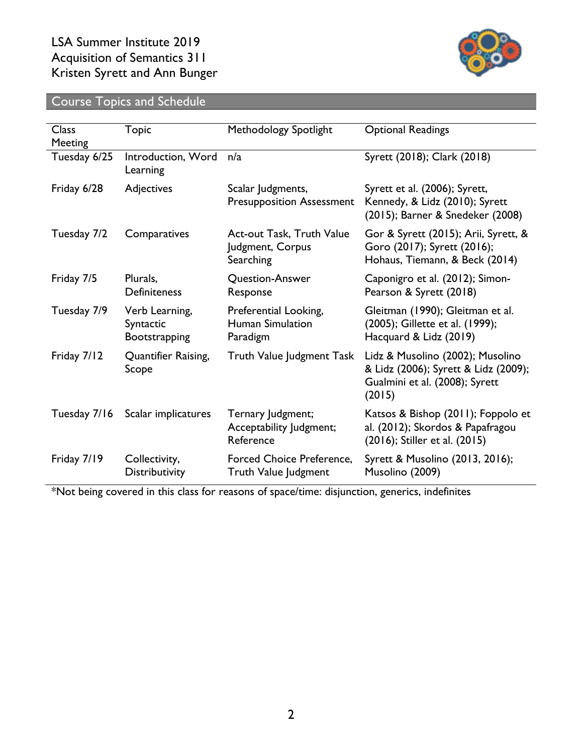LSA Summer Institute 2019
Acquisition of Semantics 311
Kristen Syrett and Ann Bunger

## Course Topics and Schedule

| Class Meeting | Topic | Methodology Spotlight | Optional Readings |
|---|---|---|---|
| Tuesday 6/25 | Introduction, Word Learning | n/a | Syrett (2018); Clark (2018) |
| Friday 6/28 | Adjectives | Scalar Judgments, Presupposition Assessment | Syrett et al. (2006); Syrett, Kennedy, & Lidz (2010); Syrett (2015); Barner & Snedeker (2008) |
| Tuesday 7/2 | Comparatives | Act-out Task, Truth Value Judgment, Corpus Searching | Gor & Syrett (2015); Arii, Syrett, & Goro (2017); Syrett (2016); Hohaus, Tiemann, & Beck (2014) |
| Friday 7/5 | Plurals, Definiteness | Question-Answer Response | Caponigro et al. (2012); Simon-Pearson & Syrett (2018) |
| Tuesday 7/9 | Verb Learning, Syntactic Bootstrapping | Preferential Looking, Human Simulation Paradigm | Gleitman (1990); Gleitman et al. (2005); Gillette et al. (1999); Hacquard & Lidz (2019) |
| Friday 7/12 | Quantifier Raising, Scope | Truth Value Judgment Task | Lidz & Musolino (2002); Musolino & Lidz (2006); Syrett & Lidz (2009); Gualmini et al. (2008); Syrett (2015) |
| Tuesday 7/16 | Scalar implicatures | Ternary Judgment; Acceptability Judgment; Reference | Katsos & Bishop (2011); Foppolo et al. (2012); Skordos & Papafragou (2016); Stiller et al. (2015) |
| Friday 7/19 | Collectivity, Distributivity | Forced Choice Preference, Truth Value Judgment | Syrett & Musolino (2013, 2016); Musolino (2009) |

*Not being covered in this class for reasons of space/time: disjunction, generics, indefinites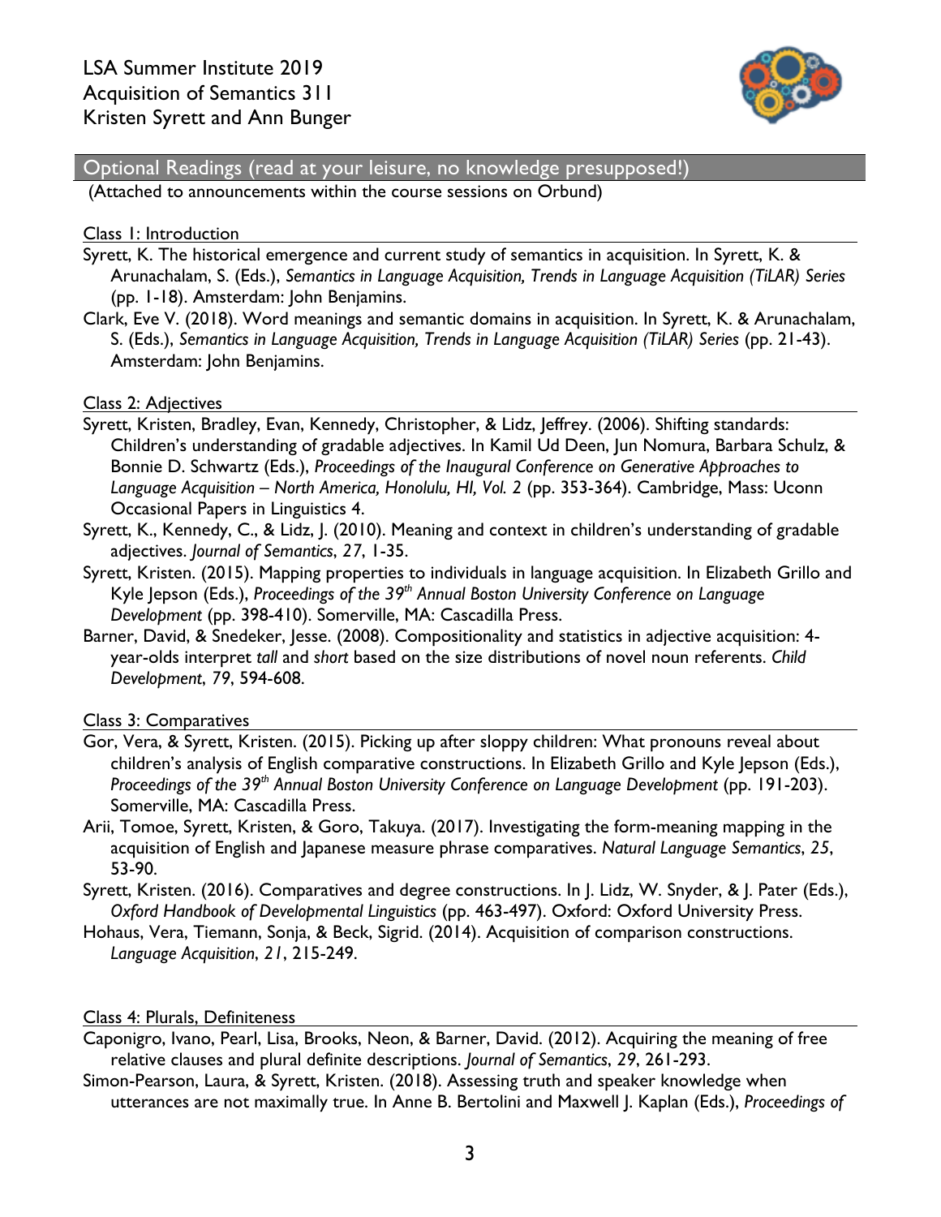LSA Summer Institute 2019
Acquisition of Semantics 311
Kristen Syrett and Ann Bunger

## Optional Readings (read at your leisure, no knowledge presupposed!)

(Attached to announcements within the course sessions on Orbund)

### Class 1: Introduction

Syrett, K. The historical emergence and current study of semantics in acquisition. In Syrett, K. & Arunachalam, S. (Eds.), *Semantics in Language Acquisition, Trends in Language Acquisition (TiLAR) Series* (pp. 1-18). Amsterdam: John Benjamins.

Clark, Eve V. (2018). Word meanings and semantic domains in acquisition. In Syrett, K. & Arunachalam, S. (Eds.), *Semantics in Language Acquisition, Trends in Language Acquisition (TiLAR) Series* (pp. 21-43). Amsterdam: John Benjamins.

### Class 2: Adjectives

Syrett, Kristen, Bradley, Evan, Kennedy, Christopher, & Lidz, Jeffrey. (2006). Shifting standards: Children's understanding of gradable adjectives. In Kamil Ud Deen, Jun Nomura, Barbara Schulz, & Bonnie D. Schwartz (Eds.), *Proceedings of the Inaugural Conference on Generative Approaches to Language Acquisition – North America, Honolulu, HI, Vol. 2* (pp. 353-364). Cambridge, Mass: Uconn Occasional Papers in Linguistics 4.

Syrett, K., Kennedy, C., & Lidz, J. (2010). Meaning and context in children's understanding of gradable adjectives. *Journal of Semantics*, *27*, 1-35.

Syrett, Kristen. (2015). Mapping properties to individuals in language acquisition. In Elizabeth Grillo and Kyle Jepson (Eds.), *Proceedings of the 39th Annual Boston University Conference on Language Development* (pp. 398-410). Somerville, MA: Cascadilla Press.

Barner, David, & Snedeker, Jesse. (2008). Compositionality and statistics in adjective acquisition: 4-year-olds interpret *tall* and *short* based on the size distributions of novel noun referents. *Child Development*, *79*, 594-608.

### Class 3: Comparatives

Gor, Vera, & Syrett, Kristen. (2015). Picking up after sloppy children: What pronouns reveal about children's analysis of English comparative constructions. In Elizabeth Grillo and Kyle Jepson (Eds.), *Proceedings of the 39th Annual Boston University Conference on Language Development* (pp. 191-203). Somerville, MA: Cascadilla Press.

Arii, Tomoe, Syrett, Kristen, & Goro, Takuya. (2017). Investigating the form-meaning mapping in the acquisition of English and Japanese measure phrase comparatives. *Natural Language Semantics*, *25*, 53-90.

Syrett, Kristen. (2016). Comparatives and degree constructions. In J. Lidz, W. Snyder, & J. Pater (Eds.), *Oxford Handbook of Developmental Linguistics* (pp. 463-497). Oxford: Oxford University Press.

Hohaus, Vera, Tiemann, Sonja, & Beck, Sigrid. (2014). Acquisition of comparison constructions. *Language Acquisition*, *21*, 215-249.

### Class 4: Plurals, Definiteness

Caponigro, Ivano, Pearl, Lisa, Brooks, Neon, & Barner, David. (2012). Acquiring the meaning of free relative clauses and plural definite descriptions. *Journal of Semantics*, *29*, 261-293.

Simon-Pearson, Laura, & Syrett, Kristen. (2018). Assessing truth and speaker knowledge when utterances are not maximally true. In Anne B. Bertolini and Maxwell J. Kaplan (Eds.), *Proceedings of*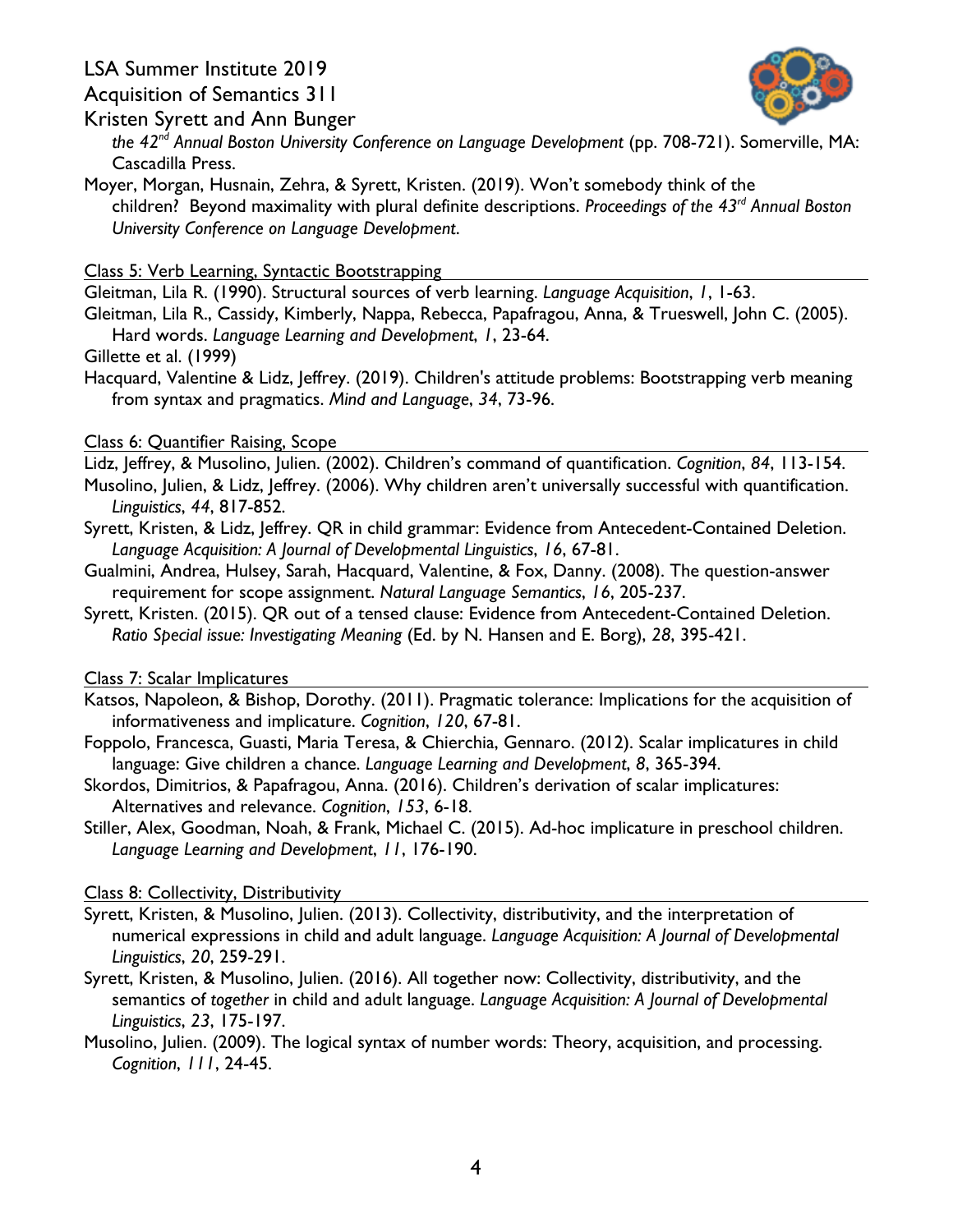the 42nd Annual Boston University Conference on Language Development (pp. 708-721). Somerville, MA: Cascadilla Press.

Moyer, Morgan, Husnain, Zehra, & Syrett, Kristen. (2019). Won't somebody think of the children? Beyond maximality with plural definite descriptions. *Proceedings of the 43rd Annual Boston University Conference on Language Development*.

## Class 5: Verb Learning, Syntactic Bootstrapping

Gleitman, Lila R. (1990). Structural sources of verb learning. *Language Acquisition*, *1*, 1-63.

Gleitman, Lila R., Cassidy, Kimberly, Nappa, Rebecca, Papafragou, Anna, & Trueswell, John C. (2005). Hard words. *Language Learning and Development*, *1*, 23-64.

Gillette et al. (1999)

Hacquard, Valentine & Lidz, Jeffrey. (2019). Children's attitude problems: Bootstrapping verb meaning from syntax and pragmatics. *Mind and Language*, *34*, 73-96.

## Class 6: Quantifier Raising, Scope

Lidz, Jeffrey, & Musolino, Julien. (2002). Children's command of quantification. *Cognition*, *84*, 113-154.

Musolino, Julien, & Lidz, Jeffrey. (2006). Why children aren't universally successful with quantification. *Linguistics*, *44*, 817-852.

Syrett, Kristen, & Lidz, Jeffrey. QR in child grammar: Evidence from Antecedent-Contained Deletion. *Language Acquisition: A Journal of Developmental Linguistics*, *16*, 67-81.

Gualmini, Andrea, Hulsey, Sarah, Hacquard, Valentine, & Fox, Danny. (2008). The question-answer requirement for scope assignment. *Natural Language Semantics*, *16*, 205-237.

Syrett, Kristen. (2015). QR out of a tensed clause: Evidence from Antecedent-Contained Deletion. *Ratio Special issue: Investigating Meaning* (Ed. by N. Hansen and E. Borg), *28*, 395-421.

## Class 7: Scalar Implicatures

Katsos, Napoleon, & Bishop, Dorothy. (2011). Pragmatic tolerance: Implications for the acquisition of informativeness and implicature. *Cognition*, *120*, 67-81.

Foppolo, Francesca, Guasti, Maria Teresa, & Chierchia, Gennaro. (2012). Scalar implicatures in child language: Give children a chance. *Language Learning and Development*, *8*, 365-394.

Skordos, Dimitrios, & Papafragou, Anna. (2016). Children's derivation of scalar implicatures: Alternatives and relevance. *Cognition*, *153*, 6-18.

Stiller, Alex, Goodman, Noah, & Frank, Michael C. (2015). Ad-hoc implicature in preschool children. *Language Learning and Development*, *11*, 176-190.

## Class 8: Collectivity, Distributivity

Syrett, Kristen, & Musolino, Julien. (2013). Collectivity, distributivity, and the interpretation of numerical expressions in child and adult language. *Language Acquisition: A Journal of Developmental Linguistics*, *20*, 259-291.

Syrett, Kristen, & Musolino, Julien. (2016). All together now: Collectivity, distributivity, and the semantics of *together* in child and adult language. *Language Acquisition: A Journal of Developmental Linguistics*, *23*, 175-197.

Musolino, Julien. (2009). The logical syntax of number words: Theory, acquisition, and processing. *Cognition*, *111*, 24-45.